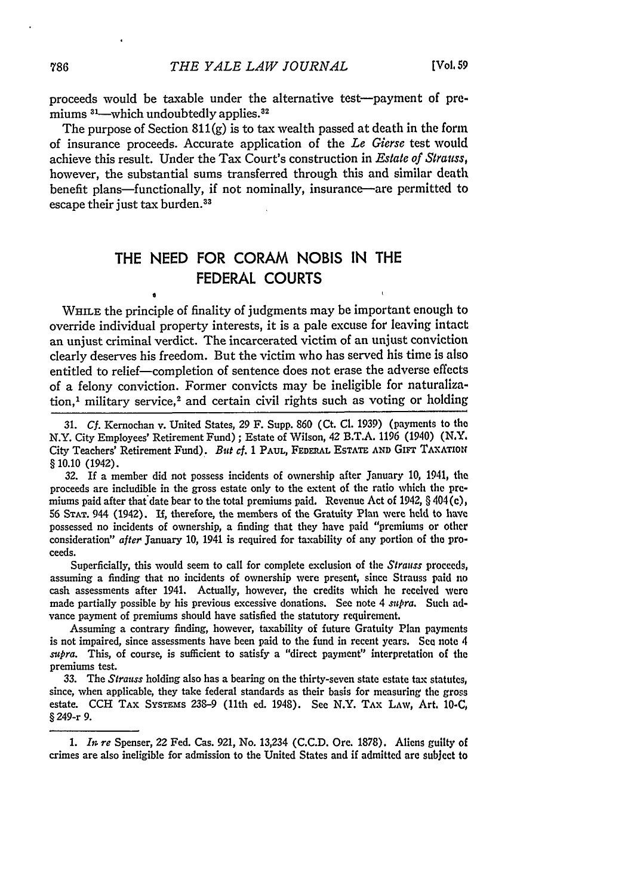proceeds would be taxable under the alternative test—payment of premiums [31]—which undoubtedly applies.[32]

The purpose of Section 811(g) is to tax wealth passed at death in the form of insurance proceeds. Accurate application of the *Le Gierse* test would achieve this result. Under the Tax Court's construction in *Estate of Strauss*, however, the substantial sums transferred through this and similar death benefit plans—functionally, if not nominally, insurance—are permitted to escape their just tax burden.[33]

## THE NEED FOR CORAM NOBIS IN THE FEDERAL COURTS

WHILE the principle of finality of judgments may be important enough to override individual property interests, it is a pale excuse for leaving intact an unjust criminal verdict. The incarcerated victim of an unjust conviction clearly deserves his freedom. But the victim who has served his time is also entitled to relief—completion of sentence does not erase the adverse effects of a felony conviction. Former convicts may be ineligible for naturalization,[1] military service,[2] and certain civil rights such as voting or holding

---

31. *Cf.* Kernochan v. United States, 29 F. Supp. 860 (Ct. Cl. 1939) (payments to the N.Y. City Employees' Retirement Fund); Estate of Wilson, 42 B.T.A. 1196 (1940) (N.Y. City Teachers' Retirement Fund). *But cf.* 1 PAUL, FEDERAL ESTATE AND GIFT TAXATION § 10.10 (1942).

32. If a member did not possess incidents of ownership after January 10, 1941, the proceeds are includible in the gross estate only to the extent of the ratio which the premiums paid after that date bear to the total premiums paid. Revenue Act of 1942, § 404(c), 56 STAT. 944 (1942). If, therefore, the members of the Gratuity Plan were held to have possessed no incidents of ownership, a finding that they have paid "premiums or other consideration" *after* January 10, 1941 is required for taxability of any portion of the proceeds.

Superficially, this would seem to call for complete exclusion of the *Strauss* proceeds, assuming a finding that no incidents of ownership were present, since Strauss paid no cash assessments after 1941. Actually, however, the credits which he received were made partially possible by his previous excessive donations. See note 4 *supra*. Such advance payment of premiums should have satisfied the statutory requirement.

Assuming a contrary finding, however, taxability of future Gratuity Plan payments is not impaired, since assessments have been paid to the fund in recent years. See note 4 *supra*. This, of course, is sufficient to satisfy a "direct payment" interpretation of the premiums test.

33. The *Strauss* holding also has a bearing on the thirty-seven state estate tax statutes, since, when applicable, they take federal standards as their basis for measuring the gross estate. CCH TAX SYSTEMS 238-9 (11th ed. 1948). See N.Y. TAX LAW, Art. 10-C, § 249-r 9.

---

1. *In re* Spenser, 22 Fed. Cas. 921, No. 13,234 (C.C.D. Ore. 1878). Aliens guilty of crimes are also ineligible for admission to the United States and if admitted are subject to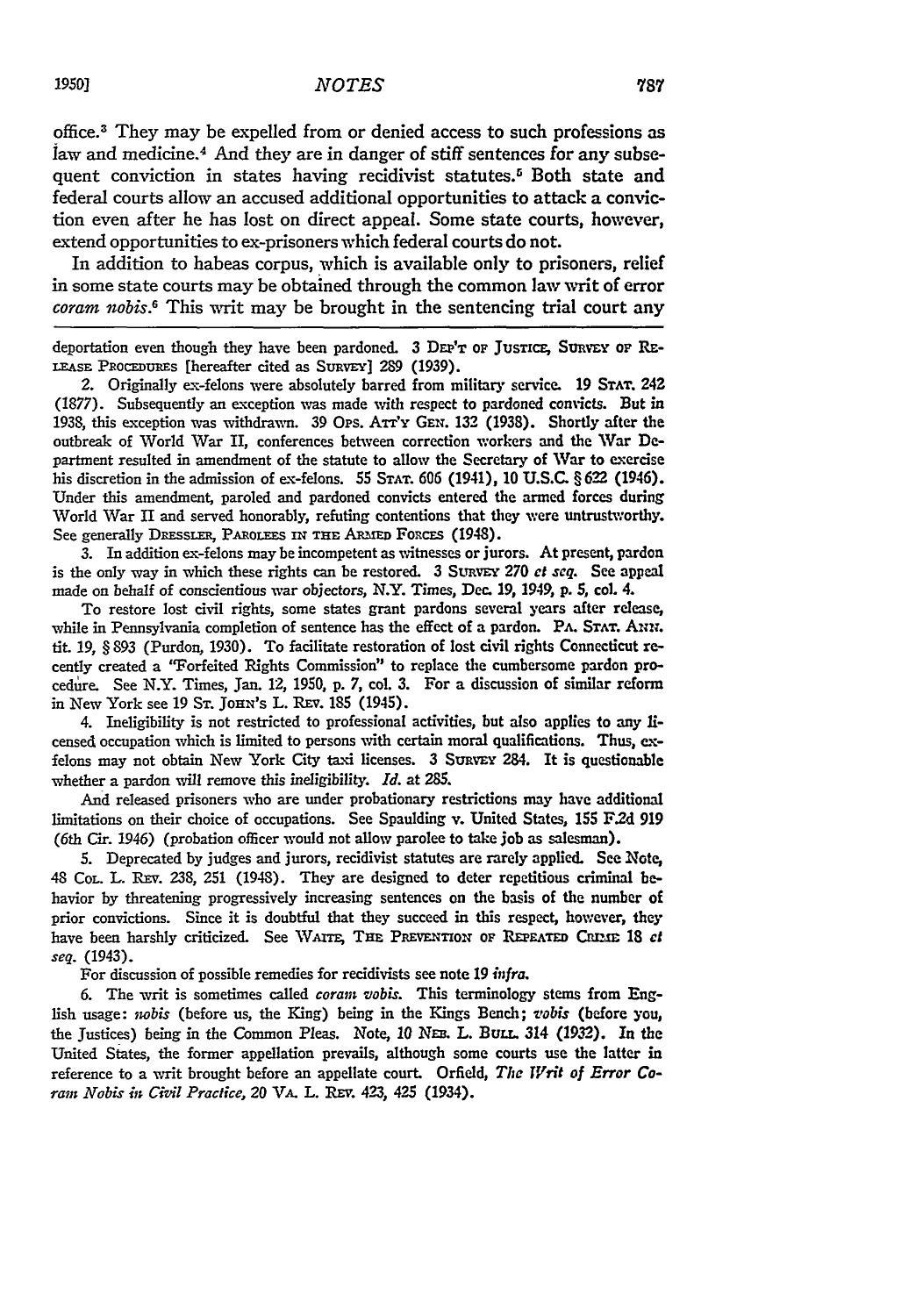office.[3] They may be expelled from or denied access to such professions as law and medicine.[4] And they are in danger of stiff sentences for any subsequent conviction in states having recidivist statutes.[5] Both state and federal courts allow an accused additional opportunities to attack a conviction even after he has lost on direct appeal. Some state courts, however, extend opportunities to ex-prisoners which federal courts do not.

In addition to habeas corpus, which is available only to prisoners, relief in some state courts may be obtained through the common law writ of error *coram nobis*.[6] This writ may be brought in the sentencing trial court any

---

deportation even though they have been pardoned. 3 DEP'T OF JUSTICE, SURVEY OF RELEASE PROCEDURES [hereafter cited as SURVEY] 289 (1939).

2. Originally ex-felons were absolutely barred from military service. 19 STAT. 242 (1877). Subsequently an exception was made with respect to pardoned convicts. But in 1938, this exception was withdrawn. 39 OPS. ATT'Y GEN. 132 (1938). Shortly after the outbreak of World War II, conferences between correction workers and the War Department resulted in amendment of the statute to allow the Secretary of War to exercise his discretion in the admission of ex-felons. 55 STAT. 606 (1941), 10 U.S.C. § 622 (1946). Under this amendment, paroled and pardoned convicts entered the armed forces during World War II and served honorably, refuting contentions that they were untrustworthy. See generally DRESSLER, PAROLEES IN THE ARMED FORCES (1948).

3. In addition ex-felons may be incompetent as witnesses or jurors. At present, pardon is the only way in which these rights can be restored. 3 SURVEY 270 *et seq.* See appeal made on behalf of conscientious war objectors, N.Y. Times, Dec. 19, 1949, p. 5, col. 4.

To restore lost civil rights, some states grant pardons several years after release, while in Pennsylvania completion of sentence has the effect of a pardon. PA. STAT. ANN. tit. 19, § 893 (Purdon, 1930). To facilitate restoration of lost civil rights Connecticut recently created a "Forfeited Rights Commission" to replace the cumbersome pardon procedure. See N.Y. Times, Jan. 12, 1950, p. 7, col. 3. For a discussion of similar reform in New York see 19 ST. JOHN'S L. REV. 185 (1945).

4. Ineligibility is not restricted to professional activities, but also applies to any licensed occupation which is limited to persons with certain moral qualifications. Thus, ex-felons may not obtain New York City taxi licenses. 3 SURVEY 284. It is questionable whether a pardon will remove this ineligibility. *Id.* at 285.

And released prisoners who are under probationary restrictions may have additional limitations on their choice of occupations. See Spaulding v. United States, 155 F.2d 919 (6th Cir. 1946) (probation officer would not allow parolee to take job as salesman).

5. Deprecated by judges and jurors, recidivist statutes are rarely applied. See Note, 48 COL. L. REV. 238, 251 (1948). They are designed to deter repetitious criminal behavior by threatening progressively increasing sentences on the basis of the number of prior convictions. Since it is doubtful that they succeed in this respect, however, they have been harshly criticized. See WAITE, THE PREVENTION OF REPEATED CRIME 18 *et seq.* (1943).

For discussion of possible remedies for recidivists see note 19 *infra.*

6. The writ is sometimes called *coram vobis*. This terminology stems from English usage: *nobis* (before us, the King) being in the Kings Bench; *vobis* (before you, the Justices) being in the Common Pleas. Note, 10 NEB. L. BULL. 314 (1932). In the United States, the former appellation prevails, although some courts use the latter in reference to a writ brought before an appellate court. Orfield, *The Writ of Error Coram Nobis in Civil Practice*, 20 VA. L. REV. 423, 425 (1934).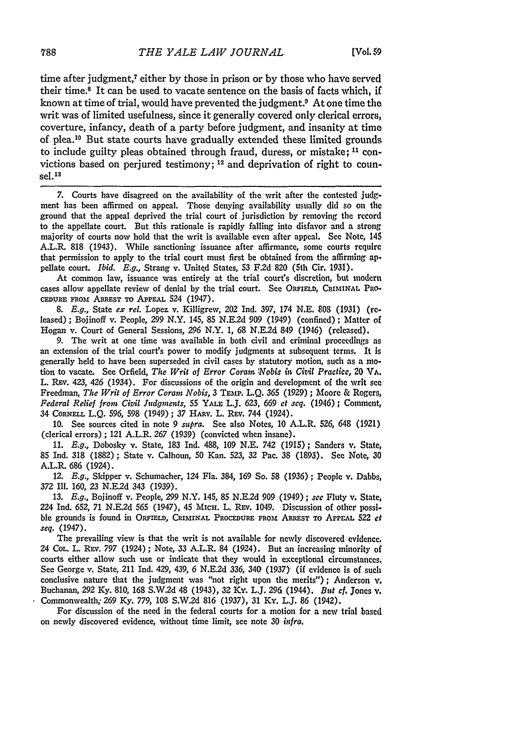time after judgment,[7] either by those in prison or by those who have served their time.[8] It can be used to vacate sentence on the basis of facts which, if known at time of trial, would have prevented the judgment.[9] At one time the writ was of limited usefulness, since it generally covered only clerical errors, coverture, infancy, death of a party before judgment, and insanity at time of plea.[10] But state courts have gradually extended these limited grounds to include guilty pleas obtained through fraud, duress, or mistake;[11] convictions based on perjured testimony;[12] and deprivation of right to counsel.[13]

---

7. Courts have disagreed on the availability of the writ after the contested judgment has been affirmed on appeal. Those denying availability usually did so on the ground that the appeal deprived the trial court of jurisdiction by removing the record to the appellate court. But this rationale is rapidly falling into disfavor and a strong majority of courts now hold that the writ is available even after appeal. See Note, 145 A.L.R. 818 (1943). While sanctioning issuance after affirmance, some courts require that permission to apply to the trial court must first be obtained from the affirming appellate court. *Ibid. E.g.,* Strang v. United States, 53 F.2d 820 (5th Cir. 1931).

At common law, issuance was entirely at the trial court's discretion, but modern cases allow appellate review of denial by the trial court. See ORFIELD, CRIMINAL PROCEDURE FROM ARREST TO APPEAL 524 (1947).

8. *E.g.,* State *ex rel.* Lopez v. Killigrew, 202 Ind. 397, 174 N.E. 808 (1931) (released); Bojinoff v. People, 299 N.Y. 145, 85 N.E.2d 909 (1949) (confined); Matter of Hogan v. Court of General Sessions, 296 N.Y. 1, 68 N.E.2d 849 (1946) (released).

9. The writ at one time was available in both civil and criminal proceedings as an extension of the trial court's power to modify judgments at subsequent terms. It is generally held to have been superseded in civil cases by statutory motion, such as a motion to vacate. See Orfield, *The Writ of Error Coram Nobis in Civil Practice,* 20 VA. L. REV. 423, 426 (1934). For discussions of the origin and development of the writ see Freedman, *The Writ of Error Coram Nobis,* 3 TEMP. L.Q. 365 (1929); Moore & Rogers, *Federal Relief from Civil Judgments,* 55 YALE L.J. 623, 669 *et seq.* (1946); Comment, 34 CORNELL L.Q. 596, 598 (1949); 37 HARV. L. REV. 744 (1924).

10. See sources cited in note 9 *supra.* See also Notes, 10 A.L.R. 526, 648 (1921) (clerical errors); 121 A.L.R. 267 (1939) (convicted when insane).

11. *E.g.,* Dobosky v. State, 183 Ind. 488, 109 N.E. 742 (1915); Sanders v. State, 85 Ind. 318 (1882); State v. Calhoun, 50 Kan. 523, 32 Pac. 38 (1893). See Note, 30 A.L.R. 686 (1924).

12. *E.g.,* Skipper v. Schumacher, 124 Fla. 384, 169 So. 58 (1936); People v. Dabbs, 372 Ill. 160, 23 N.E.2d 343 (1939).

13. *E.g.,* Bojinoff v. People, 299 N.Y. 145, 85 N.E.2d 909 (1949); *see* Fluty v. State, 224 Ind. 652, 71 N.E.2d 565 (1947), 45 MICH. L. REV. 1049. Discussion of other possible grounds is found in ORFIELD, CRIMINAL PROCEDURE FROM ARREST TO APPEAL 522 *et seq.* (1947).

The prevailing view is that the writ is not available for newly discovered evidence. 24 COL. L. REV. 797 (1924); Note, 33 A.L.R. 84 (1924). But an increasing minority of courts either allow such use or indicate that they would in exceptional circumstances. See George v. State, 211 Ind. 429, 439, 6 N.E.2d 336, 340 (1937) (if evidence is of such conclusive nature that the judgment was "not right upon the merits"); Anderson v. Buchanan, 292 Ky. 810, 168 S.W.2d 48 (1943), 32 KY. L.J. 296 (1944). *But cf.* Jones v. Commonwealth, 269 Ky. 779, 108 S.W.2d 816 (1937), 31 KY. L.J. 86 (1942).

For discussion of the need in the federal courts for a motion for a new trial based on newly discovered evidence, without time limit, see note 30 *infra.*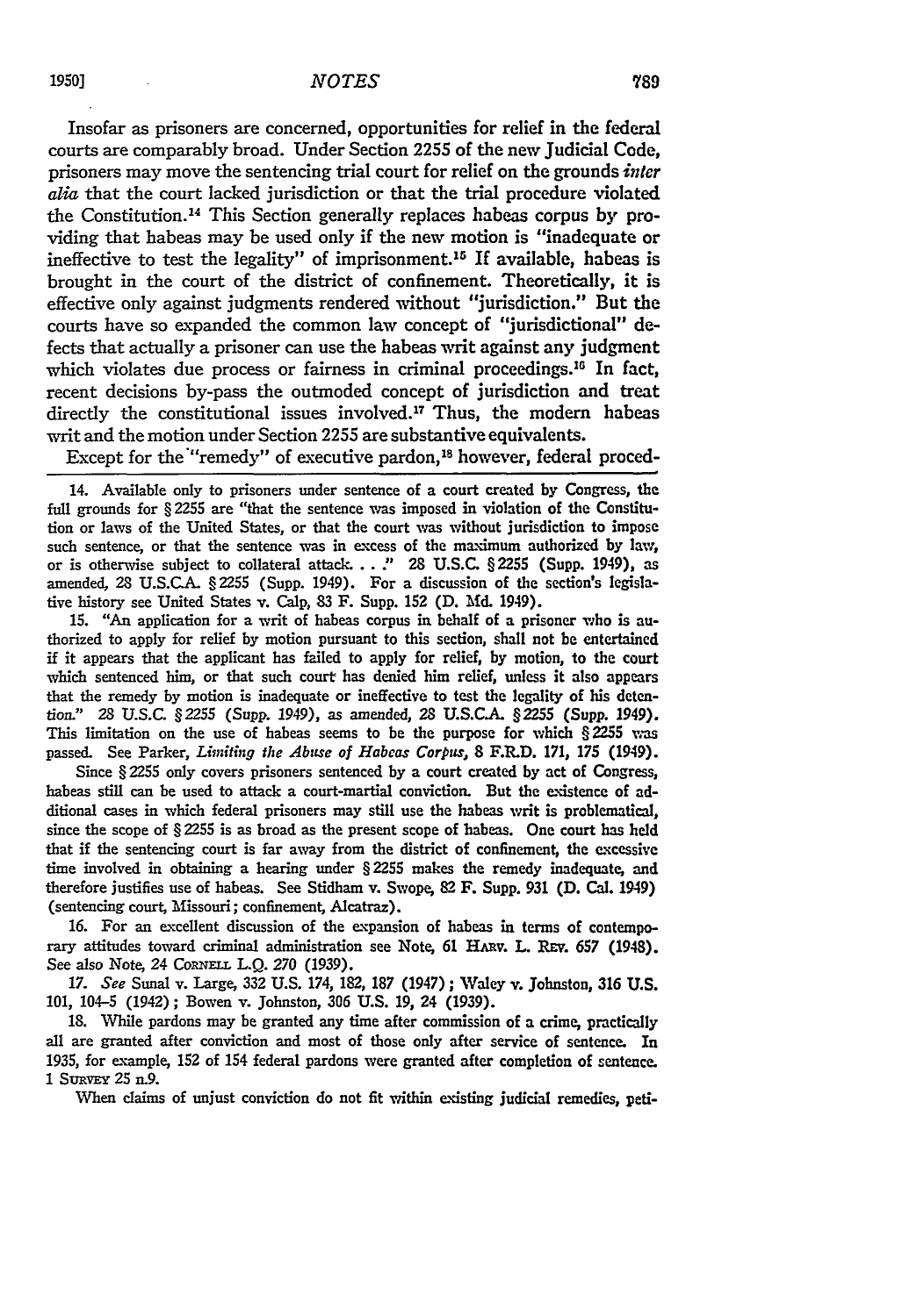Insofar as prisoners are concerned, opportunities for relief in the federal courts are comparably broad. Under Section 2255 of the new Judicial Code, prisoners may move the sentencing trial court for relief on the grounds *inter alia* that the court lacked jurisdiction or that the trial procedure violated the Constitution.[14] This Section generally replaces habeas corpus by providing that habeas may be used only if the new motion is "inadequate or ineffective to test the legality" of imprisonment.[15] If available, habeas is brought in the court of the district of confinement. Theoretically, it is effective only against judgments rendered without "jurisdiction." But the courts have so expanded the common law concept of "jurisdictional" defects that actually a prisoner can use the habeas writ against any judgment which violates due process or fairness in criminal proceedings.[16] In fact, recent decisions by-pass the outmoded concept of jurisdiction and treat directly the constitutional issues involved.[17] Thus, the modern habeas writ and the motion under Section 2255 are substantive equivalents.

Except for the "remedy" of executive pardon,[18] however, federal proced-

---

14. Available only to prisoners under sentence of a court created by Congress, the full grounds for § 2255 are "that the sentence was imposed in violation of the Constitution or laws of the United States, or that the court was without jurisdiction to impose such sentence, or that the sentence was in excess of the maximum authorized by law, or is otherwise subject to collateral attack. . . ." 28 U.S.C. § 2255 (Supp. 1949), as amended, 28 U.S.C.A. § 2255 (Supp. 1949). For a discussion of the section's legislative history see United States v. Calp, 83 F. Supp. 152 (D. Md. 1949).

15. "An application for a writ of habeas corpus in behalf of a prisoner who is authorized to apply for relief by motion pursuant to this section, shall not be entertained if it appears that the applicant has failed to apply for relief, by motion, to the court which sentenced him, or that such court has denied him relief, unless it also appears that the remedy by motion is inadequate or ineffective to test the legality of his detention." 28 U.S.C. § 2255 (Supp. 1949), as amended, 28 U.S.C.A. § 2255 (Supp. 1949). This limitation on the use of habeas seems to be the purpose for which § 2255 was passed. See Parker, *Limiting the Abuse of Habeas Corpus*, 8 F.R.D. 171, 175 (1949).

Since § 2255 only covers prisoners sentenced by a court created by act of Congress, habeas still can be used to attack a court-martial conviction. But the existence of additional cases in which federal prisoners may still use the habeas writ is problematical, since the scope of § 2255 is as broad as the present scope of habeas. One court has held that if the sentencing court is far away from the district of confinement, the excessive time involved in obtaining a hearing under § 2255 makes the remedy inadequate, and therefore justifies use of habeas. See Stidham v. Swope, 82 F. Supp. 931 (D. Cal. 1949) (sentencing court, Missouri; confinement, Alcatraz).

16. For an excellent discussion of the expansion of habeas in terms of contemporary attitudes toward criminal administration see Note, 61 HARV. L. REV. 657 (1948). See also Note, 24 CORNELL L.Q. 270 (1939).

17. *See* Sunal v. Large, 332 U.S. 174, 182, 187 (1947); Waley v. Johnston, 316 U.S. 101, 104-5 (1942); Bowen v. Johnston, 306 U.S. 19, 24 (1939).

18. While pardons may be granted any time after commission of a crime, practically all are granted after conviction and most of those only after service of sentence. In 1935, for example, 152 of 154 federal pardons were granted after completion of sentence. 1 SURVEY 25 n.9.

When claims of unjust conviction do not fit within existing judicial remedies, peti-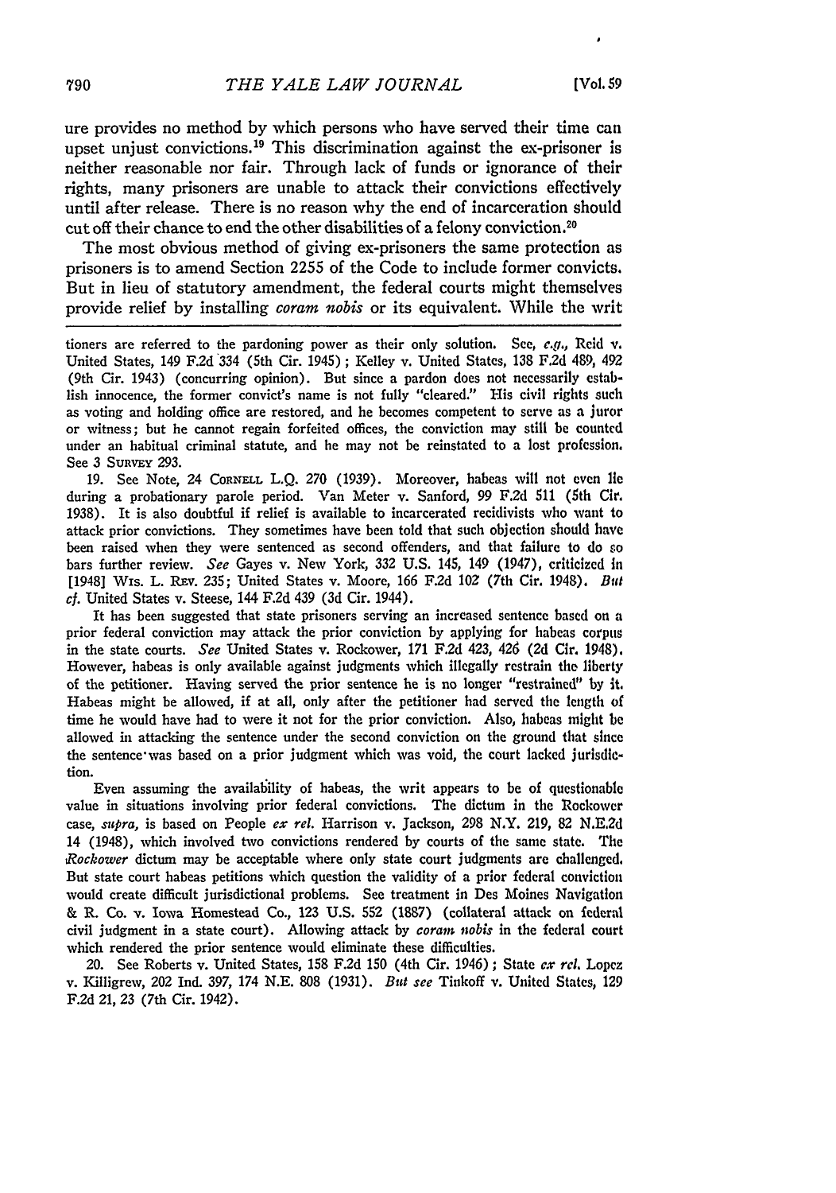ure provides no method by which persons who have served their time can upset unjust convictions.[19] This discrimination against the ex-prisoner is neither reasonable nor fair. Through lack of funds or ignorance of their rights, many prisoners are unable to attack their convictions effectively until after release. There is no reason why the end of incarceration should cut off their chance to end the other disabilities of a felony conviction.[20]

The most obvious method of giving ex-prisoners the same protection as prisoners is to amend Section 2255 of the Code to include former convicts. But in lieu of statutory amendment, the federal courts might themselves provide relief by installing *coram nobis* or its equivalent. While the writ

---

tioners are referred to the pardoning power as their only solution. See, *e.g.*, Reid v. United States, 149 F.2d 334 (5th Cir. 1945); Kelley v. United States, 138 F.2d 489, 492 (9th Cir. 1943) (concurring opinion). But since a pardon does not necessarily establish innocence, the former convict's name is not fully "cleared." His civil rights such as voting and holding office are restored, and he becomes competent to serve as a juror or witness; but he cannot regain forfeited offices, the conviction may still be counted under an habitual criminal statute, and he may not be reinstated to a lost profession. See 3 SURVEY 293.

19. See Note, 24 CORNELL L.Q. 270 (1939). Moreover, habeas will not even lie during a probationary parole period. Van Meter v. Sanford, 99 F.2d 511 (5th Cir. 1938). It is also doubtful if relief is available to incarcerated recidivists who want to attack prior convictions. They sometimes have been told that such objection should have been raised when they were sentenced as second offenders, and that failure to do so bars further review. *See* Gayes v. New York, 332 U.S. 145, 149 (1947), criticized in [1948] WIS. L. REV. 235; United States v. Moore, 166 F.2d 102 (7th Cir. 1948). *But cf.* United States v. Steese, 144 F.2d 439 (3d Cir. 1944).

It has been suggested that state prisoners serving an increased sentence based on a prior federal conviction may attack the prior conviction by applying for habeas corpus in the state courts. *See* United States v. Rockower, 171 F.2d 423, 426 (2d Cir. 1948). However, habeas is only available against judgments which illegally restrain the liberty of the petitioner. Having served the prior sentence he is no longer "restrained" by it. Habeas might be allowed, if at all, only after the petitioner had served the length of time he would have had to were it not for the prior conviction. Also, habeas might be allowed in attacking the sentence under the second conviction on the ground that since the sentence was based on a prior judgment which was void, the court lacked jurisdiction.

Even assuming the availability of habeas, the writ appears to be of questionable value in situations involving prior federal convictions. The dictum in the Rockower case, *supra*, is based on People *ex rel.* Harrison v. Jackson, 298 N.Y. 219, 82 N.E.2d 14 (1948), which involved two convictions rendered by courts of the same state. The *Rockower* dictum may be acceptable where only state court judgments are challenged. But state court habeas petitions which question the validity of a prior federal conviction would create difficult jurisdictional problems. See treatment in Des Moines Navigation & R. Co. v. Iowa Homestead Co., 123 U.S. 552 (1887) (collateral attack on federal civil judgment in a state court). Allowing attack by *coram nobis* in the federal court which rendered the prior sentence would eliminate these difficulties.

20. See Roberts v. United States, 158 F.2d 150 (4th Cir. 1946); State *ex rel.* Lopez v. Killigrew, 202 Ind. 397, 174 N.E. 808 (1931). *But see* Tinkoff v. United States, 129 F.2d 21, 23 (7th Cir. 1942).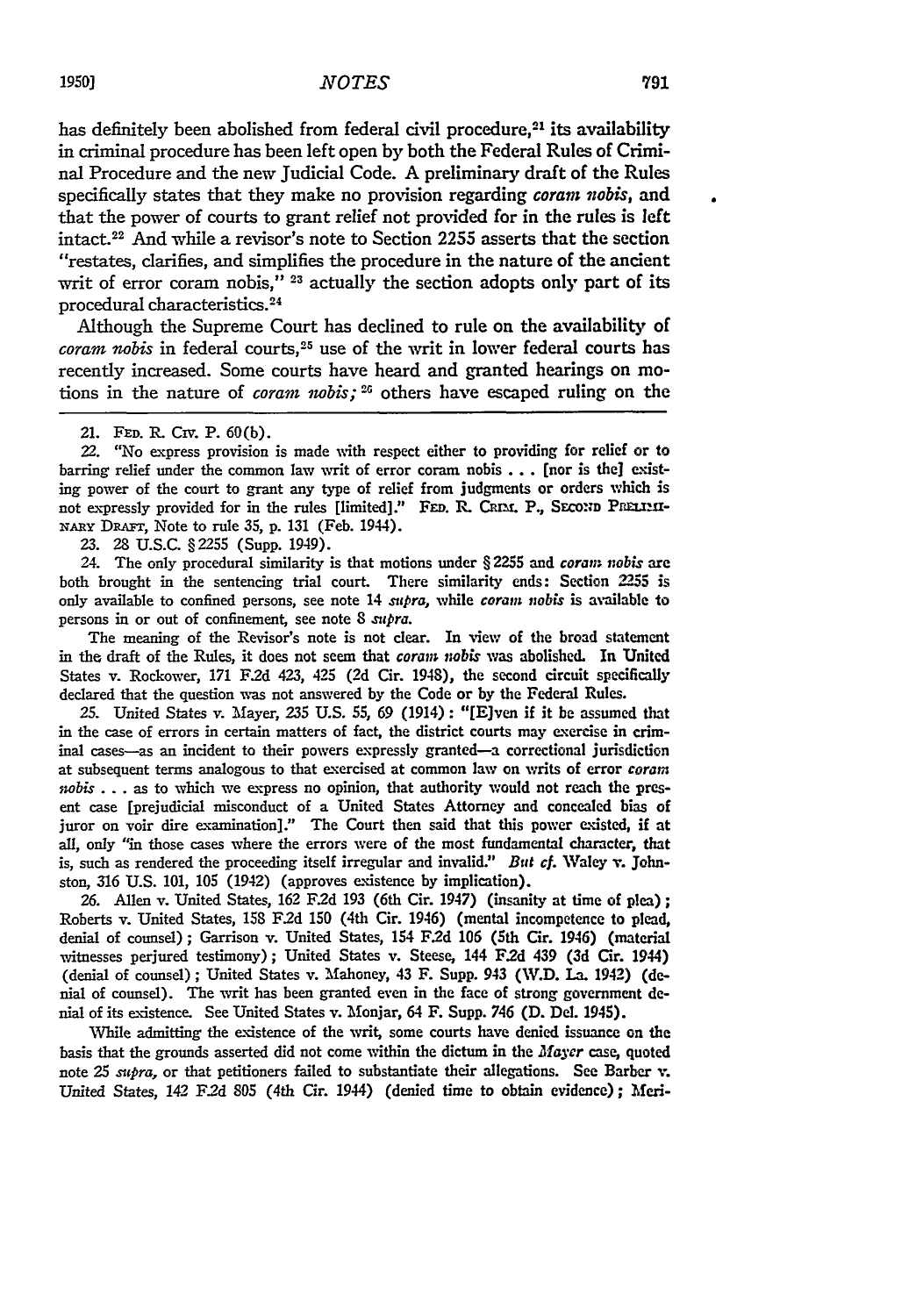has definitely been abolished from federal civil procedure,[21] its availability in criminal procedure has been left open by both the Federal Rules of Criminal Procedure and the new Judicial Code. A preliminary draft of the Rules specifically states that they make no provision regarding *coram nobis*, and that the power of courts to grant relief not provided for in the rules is left intact.[22] And while a revisor's note to Section 2255 asserts that the section "restates, clarifies, and simplifies the procedure in the nature of the ancient writ of error coram nobis," [23] actually the section adopts only part of its procedural characteristics.[24]

Although the Supreme Court has declined to rule on the availability of *coram nobis* in federal courts,[25] use of the writ in lower federal courts has recently increased. Some courts have heard and granted hearings on motions in the nature of *coram nobis;* [26] others have escaped ruling on the

---

21. FED. R. CIV. P. 60(b).

22. "No express provision is made with respect either to providing for relief or to barring relief under the common law writ of error coram nobis . . . [nor is the] existing power of the court to grant any type of relief from judgments or orders which is not expressly provided for in the rules [limited]." FED. R. CRIM. P., SECOND PRELIMINARY DRAFT, Note to rule 35, p. 131 (Feb. 1944).

23. 28 U.S.C. § 2255 (Supp. 1949).

24. The only procedural similarity is that motions under § 2255 and *coram nobis* are both brought in the sentencing trial court. There similarity ends: Section 2255 is only available to confined persons, see note 14 *supra,* while *coram nobis* is available to persons in or out of confinement, see note 8 *supra.*

The meaning of the Revisor's note is not clear. In view of the broad statement in the draft of the Rules, it does not seem that *coram nobis* was abolished. In United States v. Rockower, 171 F.2d 423, 425 (2d Cir. 1948), the second circuit specifically declared that the question was not answered by the Code or by the Federal Rules.

25. United States v. Mayer, 235 U.S. 55, 69 (1914): "[E]ven if it be assumed that in the case of errors in certain matters of fact, the district courts may exercise in criminal cases—as an incident to their powers expressly granted—a correctional jurisdiction at subsequent terms analogous to that exercised at common law on writs of error *coram nobis* . . . as to which we express no opinion, that authority would not reach the present case [prejudicial misconduct of a United States Attorney and concealed bias of juror on voir dire examination]." The Court then said that this power existed, if at all, only "in those cases where the errors were of the most fundamental character, that is, such as rendered the proceeding itself irregular and invalid." *But cf.* Waley v. Johnston, 316 U.S. 101, 105 (1942) (approves existence by implication).

26. Allen v. United States, 162 F.2d 193 (6th Cir. 1947) (insanity at time of plea); Roberts v. United States, 158 F.2d 150 (4th Cir. 1946) (mental incompetence to plead, denial of counsel); Garrison v. United States, 154 F.2d 106 (5th Cir. 1946) (material witnesses perjured testimony); United States v. Steese, 144 F.2d 439 (3d Cir. 1944) (denial of counsel); United States v. Mahoney, 43 F. Supp. 943 (W.D. La. 1942) (denial of counsel). The writ has been granted even in the face of strong government denial of its existence. See United States v. Monjar, 64 F. Supp. 746 (D. Del. 1945).

While admitting the existence of the writ, some courts have denied issuance on the basis that the grounds asserted did not come within the dictum in the *Mayer* case, quoted note 25 *supra,* or that petitioners failed to substantiate their allegations. See Barber v. United States, 142 F.2d 805 (4th Cir. 1944) (denied time to obtain evidence); Meri-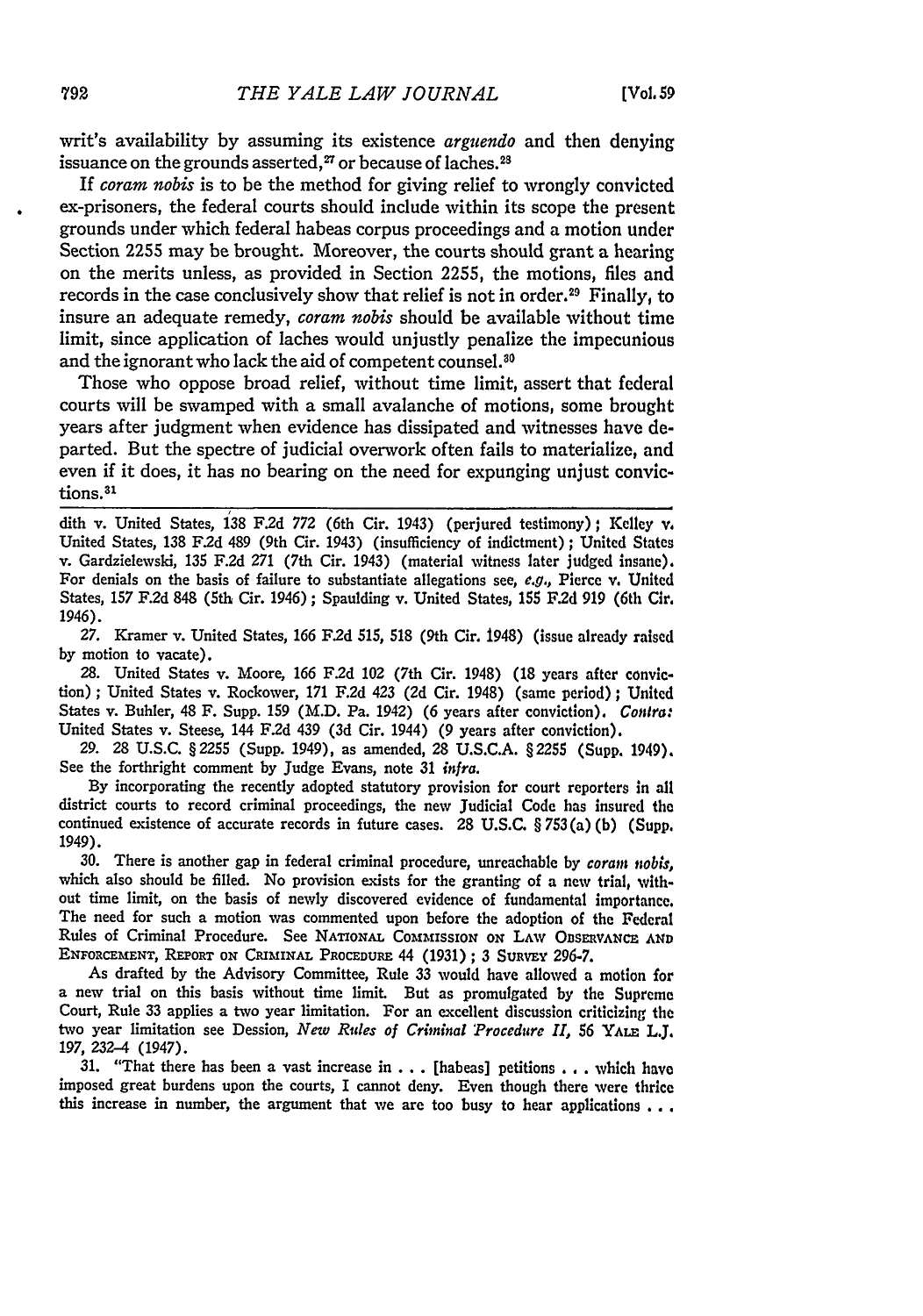writ's availability by assuming its existence *arguendo* and then denying issuance on the grounds asserted,[27] or because of laches.[28]

If *coram nobis* is to be the method for giving relief to wrongly convicted ex-prisoners, the federal courts should include within its scope the present grounds under which federal habeas corpus proceedings and a motion under Section 2255 may be brought. Moreover, the courts should grant a hearing on the merits unless, as provided in Section 2255, the motions, files and records in the case conclusively show that relief is not in order.[29] Finally, to insure an adequate remedy, *coram nobis* should be available without time limit, since application of laches would unjustly penalize the impecunious and the ignorant who lack the aid of competent counsel.[30]

Those who oppose broad relief, without time limit, assert that federal courts will be swamped with a small avalanche of motions, some brought years after judgment when evidence has dissipated and witnesses have departed. But the spectre of judicial overwork often fails to materialize, and even if it does, it has no bearing on the need for expunging unjust convictions.[31]

---

dith v. United States, 138 F.2d 772 (6th Cir. 1943) (perjured testimony); Kelley v. United States, 138 F.2d 489 (9th Cir. 1943) (insufficiency of indictment); United States v. Gardzielewski, 135 F.2d 271 (7th Cir. 1943) (material witness later judged insane). For denials on the basis of failure to substantiate allegations see, *e.g.*, Pierce v. United States, 157 F.2d 848 (5th Cir. 1946); Spaulding v. United States, 155 F.2d 919 (6th Cir. 1946).

27. Kramer v. United States, 166 F.2d 515, 518 (9th Cir. 1948) (issue already raised by motion to vacate).

28. United States v. Moore, 166 F.2d 102 (7th Cir. 1948) (18 years after conviction); United States v. Rockower, 171 F.2d 423 (2d Cir. 1948) (same period); United States v. Buhler, 48 F. Supp. 159 (M.D. Pa. 1942) (6 years after conviction). *Contra:* United States v. Steese, 144 F.2d 439 (3d Cir. 1944) (9 years after conviction).

29. 28 U.S.C. § 2255 (Supp. 1949), as amended, 28 U.S.C.A. § 2255 (Supp. 1949). See the forthright comment by Judge Evans, note 31 *infra*.

By incorporating the recently adopted statutory provision for court reporters in all district courts to record criminal proceedings, the new Judicial Code has insured the continued existence of accurate records in future cases. 28 U.S.C. § 753(a)(b) (Supp. 1949).

30. There is another gap in federal criminal procedure, unreachable by *coram nobis*, which also should be filled. No provision exists for the granting of a new trial, without time limit, on the basis of newly discovered evidence of fundamental importance. The need for such a motion was commented upon before the adoption of the Federal Rules of Criminal Procedure. See NATIONAL COMMISSION ON LAW OBSERVANCE AND ENFORCEMENT, REPORT ON CRIMINAL PROCEDURE 44 (1931); 3 SURVEY 296-7.

As drafted by the Advisory Committee, Rule 33 would have allowed a motion for a new trial on this basis without time limit. But as promulgated by the Supreme Court, Rule 33 applies a two year limitation. For an excellent discussion criticizing the two year limitation see Dession, *New Rules of Criminal Procedure II*, 56 YALE L.J. 197, 232-4 (1947).

31. "That there has been a vast increase in . . . [habeas] petitions . . . which have imposed great burdens upon the courts, I cannot deny. Even though there were thrice this increase in number, the argument that we are too busy to hear applications . . .